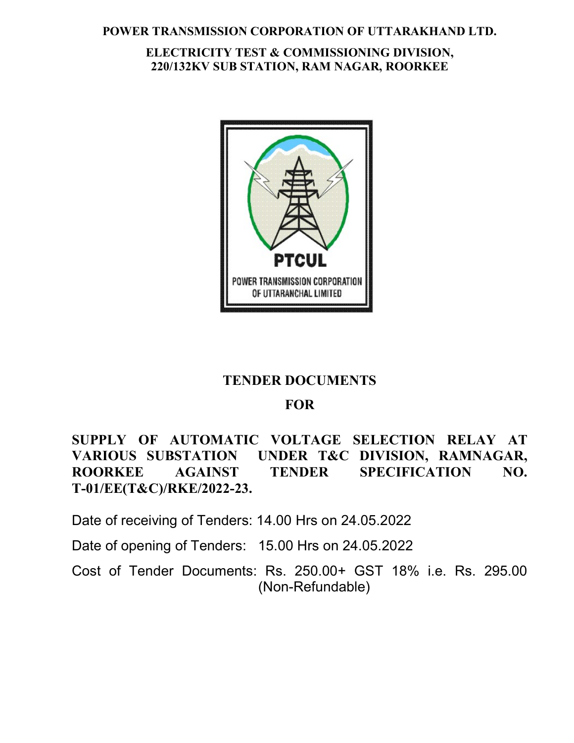**POWER TRANSMISSION CORPORATION OF UTTARAKHAND LTD.**

**ELECTRICITY TEST & COMMISSIONING DIVISION,**
**220/132KV SUB STATION, RAM NAGAR, ROORKEE**

PTCUL

POWER TRANSMISSION CORPORATION OF UTTARANCHAL LIMITED

# TENDER DOCUMENTS

## FOR

## SUPPLY OF AUTOMATIC VOLTAGE SELECTION RELAY AT VARIOUS SUBSTATION UNDER T&C DIVISION, RAMNAGAR, ROORKEE AGAINST TENDER SPECIFICATION NO. T-01/EE(T&C)/RKE/2022-23.

Date of receiving of Tenders: 14.00 Hrs on 24.05.2022

Date of opening of Tenders: 15.00 Hrs on 24.05.2022

Cost of Tender Documents: Rs. 250.00+ GST 18% i.e. Rs. 295.00 (Non-Refundable)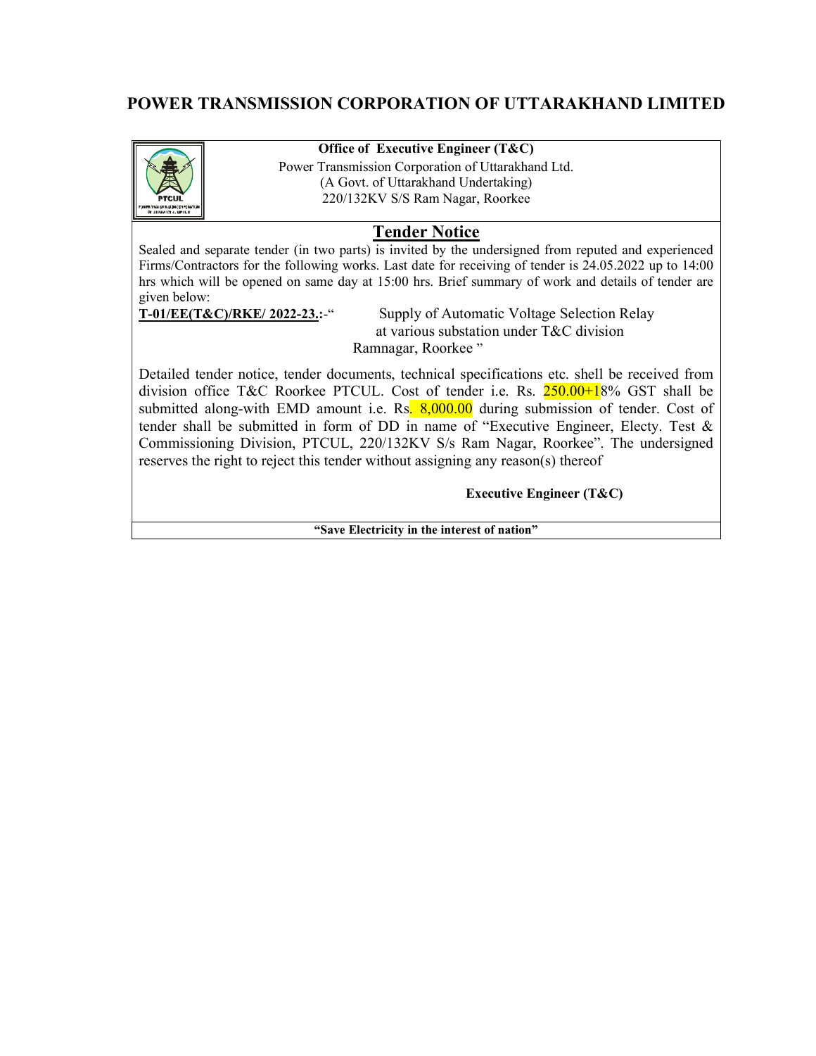# POWER TRANSMISSION CORPORATION OF UTTARAKHAND LIMITED

**Office of Executive Engineer (T&C)**

Power Transmission Corporation of Uttarakhand Ltd.
(A Govt. of Uttarakhand Undertaking)
220/132KV S/S Ram Nagar, Roorkee

## Tender Notice

Sealed and separate tender (in two parts) is invited by the undersigned from reputed and experienced Firms/Contractors for the following works. Last date for receiving of tender is 24.05.2022 up to 14:00 hrs which will be opened on same day at 15:00 hrs. Brief summary of work and details of tender are given below:

**T-01/EE(T&C)/RKE/ 2022-23.**:-" Supply of Automatic Voltage Selection Relay at various substation under T&C division Ramnagar, Roorkee "

Detailed tender notice, tender documents, technical specifications etc. shell be received from division office T&C Roorkee PTCUL. Cost of tender i.e. Rs. 250.00+18% GST shall be submitted along-with EMD amount i.e. Rs. 8,000.00 during submission of tender. Cost of tender shall be submitted in form of DD in name of "Executive Engineer, Electy. Test & Commissioning Division, PTCUL, 220/132KV S/s Ram Nagar, Roorkee". The undersigned reserves the right to reject this tender without assigning any reason(s) thereof

**Executive Engineer (T&C)**

**"Save Electricity in the interest of nation"**